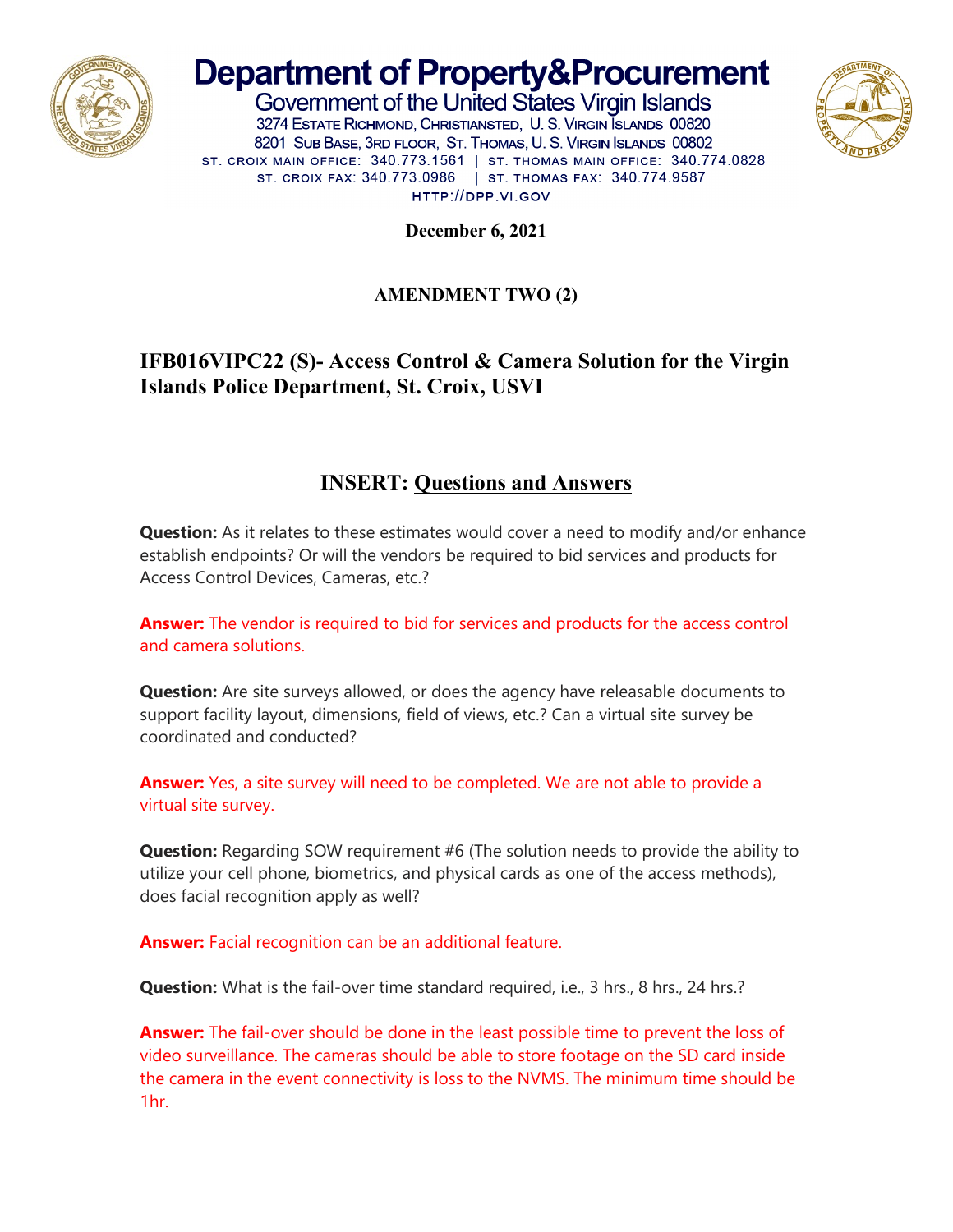# Department of Property&Procurement

Government of the United States Virgin Islands

3274 Estate Richmond, Christiansted, U. S. Virgin Islands 00820
8201 Sub Base, 3rd floor, St. Thomas, U. S. Virgin Islands 00802
ST. CROIX MAIN OFFICE: 340.773.1561 | ST. THOMAS MAIN OFFICE: 340.774.0828
ST. CROIX FAX: 340.773.0986 | ST. THOMAS FAX: 340.774.9587
HTTP://DPP.VI.GOV

**December 6, 2021**

**AMENDMENT TWO (2)**

## IFB016VIPC22 (S)- Access Control & Camera Solution for the Virgin Islands Police Department, St. Croix, USVI

## INSERT: Questions and Answers

**Question:** As it relates to these estimates would cover a need to modify and/or enhance establish endpoints? Or will the vendors be required to bid services and products for Access Control Devices, Cameras, etc.?

**Answer:** The vendor is required to bid for services and products for the access control and camera solutions.

**Question:** Are site surveys allowed, or does the agency have releasable documents to support facility layout, dimensions, field of views, etc.? Can a virtual site survey be coordinated and conducted?

**Answer:** Yes, a site survey will need to be completed. We are not able to provide a virtual site survey.

**Question:** Regarding SOW requirement #6 (The solution needs to provide the ability to utilize your cell phone, biometrics, and physical cards as one of the access methods), does facial recognition apply as well?

**Answer:** Facial recognition can be an additional feature.

**Question:** What is the fail-over time standard required, i.e., 3 hrs., 8 hrs., 24 hrs.?

**Answer:** The fail-over should be done in the least possible time to prevent the loss of video surveillance. The cameras should be able to store footage on the SD card inside the camera in the event connectivity is loss to the NVMS. The minimum time should be 1hr.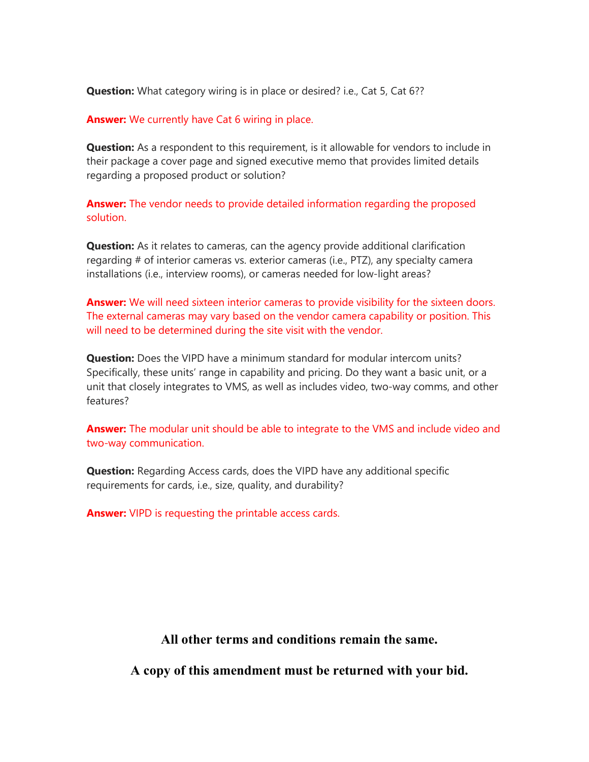**Question:** What category wiring is in place or desired? i.e., Cat 5, Cat 6??

**Answer:** We currently have Cat 6 wiring in place.

**Question:** As a respondent to this requirement, is it allowable for vendors to include in their package a cover page and signed executive memo that provides limited details regarding a proposed product or solution?

**Answer:** The vendor needs to provide detailed information regarding the proposed solution.

**Question:** As it relates to cameras, can the agency provide additional clarification regarding # of interior cameras vs. exterior cameras (i.e., PTZ), any specialty camera installations (i.e., interview rooms), or cameras needed for low-light areas?

**Answer:** We will need sixteen interior cameras to provide visibility for the sixteen doors. The external cameras may vary based on the vendor camera capability or position. This will need to be determined during the site visit with the vendor.

**Question:** Does the VIPD have a minimum standard for modular intercom units? Specifically, these units' range in capability and pricing. Do they want a basic unit, or a unit that closely integrates to VMS, as well as includes video, two-way comms, and other features?

**Answer:** The modular unit should be able to integrate to the VMS and include video and two-way communication.

**Question:** Regarding Access cards, does the VIPD have any additional specific requirements for cards, i.e., size, quality, and durability?

**Answer:** VIPD is requesting the printable access cards.

**All other terms and conditions remain the same.**

**A copy of this amendment must be returned with your bid.**